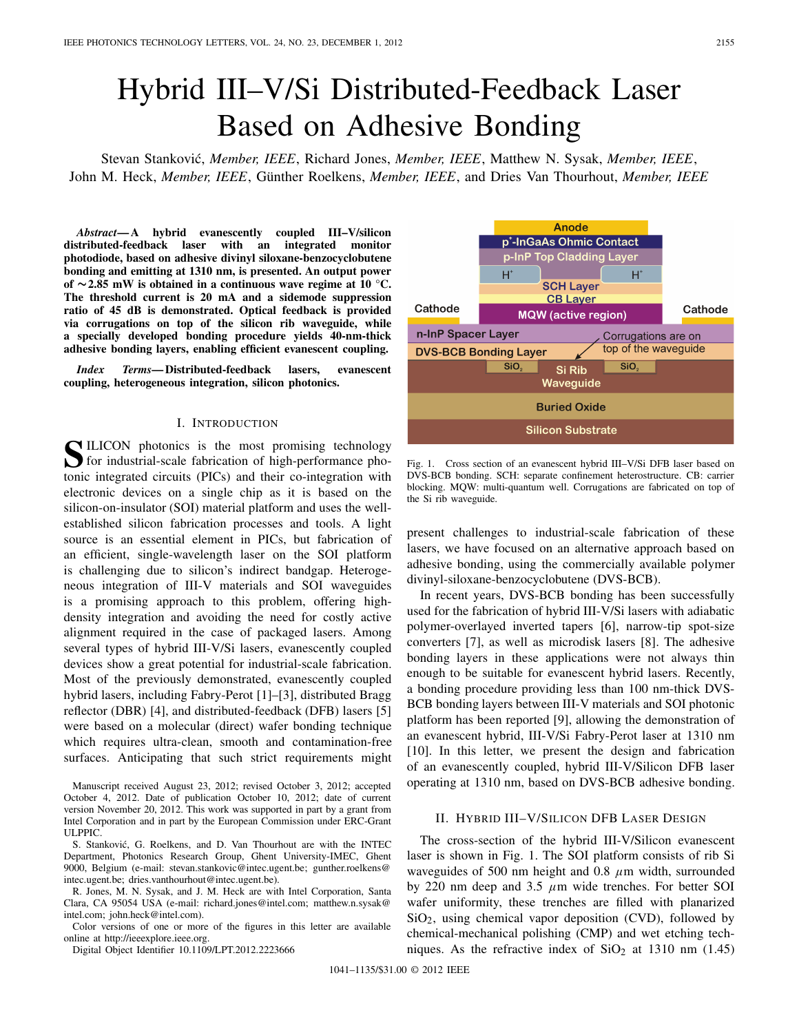# Hybrid III–V/Si Distributed-Feedback Laser Based on Adhesive Bonding

Stevan Stanković, *Member, IEEE*, Richard Jones, *Member, IEEE*, Matthew N. Sysak, *Member, IEEE*, John M. Heck, *Member, IEEE*, Günther Roelkens, *Member, IEEE*, and Dries Van Thourhout, *Member, IEEE*

***Abstract*— A hybrid evanescently coupled III–V/silicon distributed-feedback laser with an integrated monitor photodiode, based on adhesive divinyl siloxane-benzocyclobutene bonding and emitting at 1310 nm, is presented. An output power of ~2.85 mW is obtained in a continuous wave regime at 10 °C. The threshold current is 20 mA and a sidemode suppression ratio of 45 dB is demonstrated. Optical feedback is provided via corrugations on top of the silicon rib waveguide, while a specially developed bonding procedure yields 40-nm-thick adhesive bonding layers, enabling efficient evanescent coupling.**

***Index Terms*— Distributed-feedback lasers, evanescent coupling, heterogeneous integration, silicon photonics.**

## I. Introduction

Silicon photonics is the most promising technology for industrial-scale fabrication of high-performance photonic integrated circuits (PICs) and their co-integration with electronic devices on a single chip as it is based on the silicon-on-insulator (SOI) material platform and uses the well-established silicon fabrication processes and tools. A light source is an essential element in PICs, but fabrication of an efficient, single-wavelength laser on the SOI platform is challenging due to silicon's indirect bandgap. Heterogeneous integration of III-V materials and SOI waveguides is a promising approach to this problem, offering high-density integration and avoiding the need for costly active alignment required in the case of packaged lasers. Among several types of hybrid III-V/Si lasers, evanescently coupled devices show a great potential for industrial-scale fabrication. Most of the previously demonstrated, evanescently coupled hybrid lasers, including Fabry-Perot [1]–[3], distributed Bragg reflector (DBR) [4], and distributed-feedback (DFB) lasers [5] were based on a molecular (direct) wafer bonding technique which requires ultra-clean, smooth and contamination-free surfaces. Anticipating that such strict requirements might present challenges to industrial-scale fabrication of these lasers, we have focused on an alternative approach based on adhesive bonding, using the commercially available polymer divinyl-siloxane-benzocyclobutene (DVS-BCB).

In recent years, DVS-BCB bonding has been successfully used for the fabrication of hybrid III-V/Si lasers with adiabatic polymer-overlayed inverted tapers [6], narrow-tip spot-size converters [7], as well as microdisk lasers [8]. The adhesive bonding layers in these applications were not always thin enough to be suitable for evanescent hybrid lasers. Recently, a bonding procedure providing less than 100 nm-thick DVS-BCB bonding layers between III-V materials and SOI photonic platform has been reported [9], allowing the demonstration of an evanescent hybrid, III-V/Si Fabry-Perot laser at 1310 nm [10]. In this letter, we present the design and fabrication of an evanescently coupled, hybrid III-V/Silicon DFB laser operating at 1310 nm, based on DVS-BCB adhesive bonding.

Manuscript received August 23, 2012; revised October 3, 2012; accepted October 4, 2012. Date of publication October 10, 2012; date of current version November 20, 2012. This work was supported in part by a grant from Intel Corporation and in part by the European Commission under ERC-Grant ULPPIC.

S. Stanković, G. Roelkens, and D. Van Thourhout are with the INTEC Department, Photonics Research Group, Ghent University-IMEC, Ghent 9000, Belgium (e-mail: stevan.stankovic@intec.ugent.be; gunther.roelkens@intec.ugent.be; dries.vanthourhout@intec.ugent.be).

R. Jones, M. N. Sysak, and J. M. Heck are with Intel Corporation, Santa Clara, CA 95054 USA (e-mail: richard.jones@intel.com; matthew.n.sysak@intel.com; john.heck@intel.com).

Color versions of one or more of the figures in this letter are available online at http://ieeexplore.ieee.org.

Digital Object Identifier 10.1109/LPT.2012.2223666

Fig. 1. Cross section of an evanescent hybrid III–V/Si DFB laser based on DVS-BCB bonding. SCH: separate confinement heterostructure. CB: carrier blocking. MQW: multi-quantum well. Corrugations are fabricated on top of the Si rib waveguide.

## II. Hybrid III–V/Silicon DFB Laser Design

The cross-section of the hybrid III-V/Silicon evanescent laser is shown in Fig. 1. The SOI platform consists of rib Si waveguides of 500 nm height and 0.8 $\mu$m width, surrounded by 220 nm deep and 3.5 $\mu$m wide trenches. For better SOI wafer uniformity, these trenches are filled with planarized $SiO_2$, using chemical vapor deposition (CVD), followed by chemical-mechanical polishing (CMP) and wet etching techniques. As the refractive index of $SiO_2$ at 1310 nm (1.45)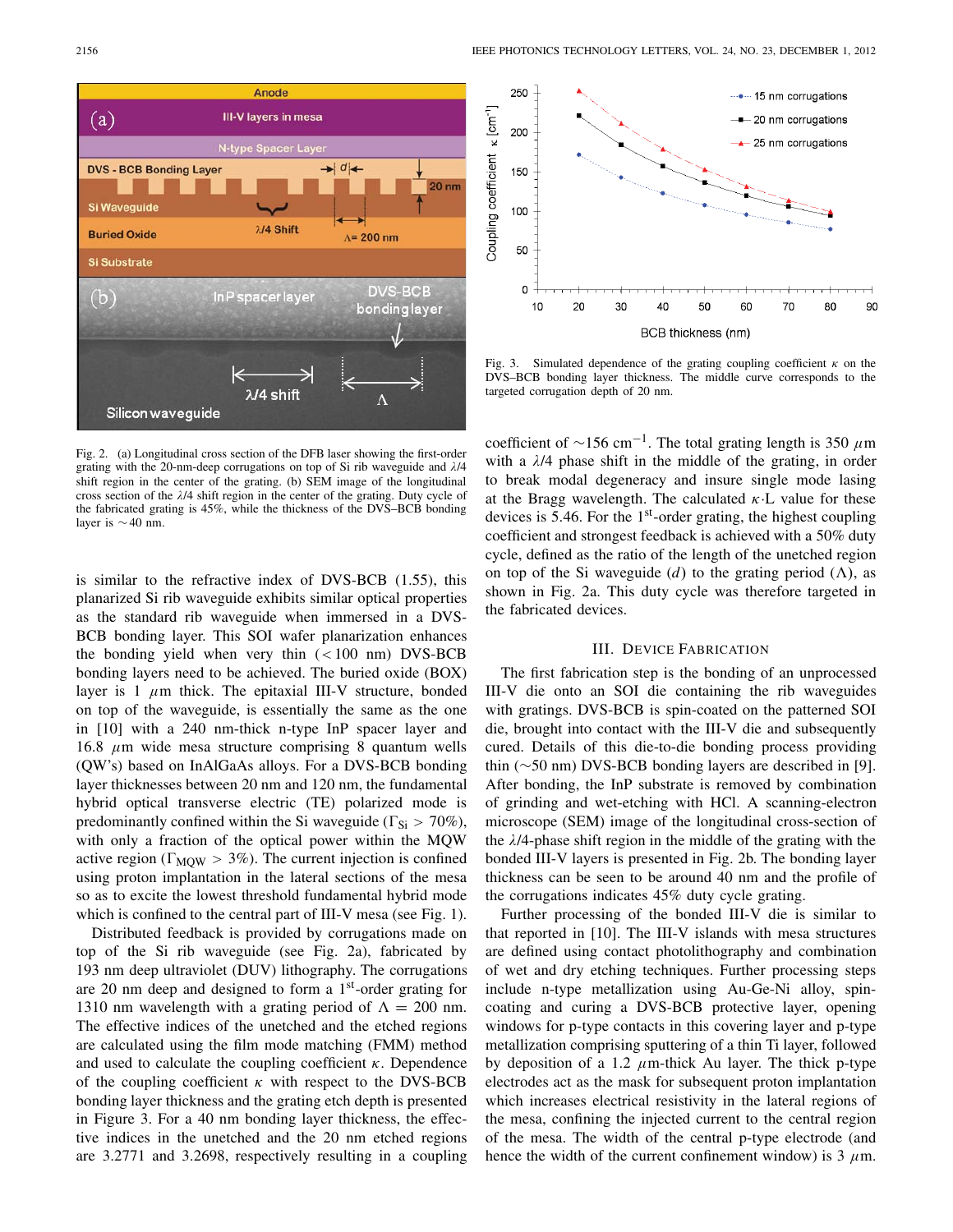is similar to the refractive index of DVS-BCB (1.55), this planarized Si rib waveguide exhibits similar optical properties as the standard rib waveguide when immersed in a DVS-BCB bonding layer. This SOI wafer planarization enhances the bonding yield when very thin (< 100 nm) DVS-BCB bonding layers need to be achieved. The buried oxide (BOX) layer is 1 $\mu$m thick. The epitaxial III-V structure, bonded on top of the waveguide, is essentially the same as the one in [10] with a 240 nm-thick n-type InP spacer layer and 16.8 $\mu$m wide mesa structure comprising 8 quantum wells (QW's) based on InAlGaAs alloys. For a DVS-BCB bonding layer thicknesses between 20 nm and 120 nm, the fundamental hybrid optical transverse electric (TE) polarized mode is predominantly confined within the Si waveguide ($\Gamma_{Si} > 70\%$), with only a fraction of the optical power within the MQW active region ($\Gamma_{MQW} > 3\%$). The current injection is confined using proton implantation in the lateral sections of the mesa so as to excite the lowest threshold fundamental hybrid mode which is confined to the central part of III-V mesa (see Fig. 1).

Distributed feedback is provided by corrugations made on top of the Si rib waveguide (see Fig. 2a), fabricated by 193 nm deep ultraviolet (DUV) lithography. The corrugations are 20 nm deep and designed to form a 1st-order grating for 1310 nm wavelength with a grating period of $\Lambda = 200$ nm. The effective indices of the unetched and the etched regions are calculated using the film mode matching (FMM) method and used to calculate the coupling coefficient $\kappa$. Dependence of the coupling coefficient $\kappa$ with respect to the DVS-BCB bonding layer thickness and the grating etch depth is presented in Figure 3. For a 40 nm bonding layer thickness, the effective indices in the unetched and the 20 nm etched regions are 3.2771 and 3.2698, respectively resulting in a coupling coefficient of ~156 cm$^{-1}$. The total grating length is 350 $\mu$m with a $\lambda$/4 phase shift in the middle of the grating, in order to break modal degeneracy and insure single mode lasing at the Bragg wavelength. The calculated $\kappa \cdot L$ value for these devices is 5.46. For the 1st-order grating, the highest coupling coefficient and strongest feedback is achieved with a 50% duty cycle, defined as the ratio of the length of the unetched region on top of the Si waveguide ($d$) to the grating period ($\Lambda$), as shown in Fig. 2a. This duty cycle was therefore targeted in the fabricated devices.

Fig. 2. (a) Longitudinal cross section of the DFB laser showing the first-order grating with the 20-nm-deep corrugations on top of Si rib waveguide and $\lambda$/4 shift region in the center of the grating. (b) SEM image of the longitudinal cross section of the $\lambda$/4 shift region in the center of the grating. Duty cycle of the fabricated grating is 45%, while the thickness of the DVS–BCB bonding layer is ~40 nm.

Fig. 3. Simulated dependence of the grating coupling coefficient $\kappa$ on the DVS–BCB bonding layer thickness. The middle curve corresponds to the targeted corrugation depth of 20 nm.

## III. Device Fabrication

The first fabrication step is the bonding of an unprocessed III-V die onto an SOI die containing the rib waveguides with gratings. DVS-BCB is spin-coated on the patterned SOI die, brought into contact with the III-V die and subsequently cured. Details of this die-to-die bonding process providing thin (~50 nm) DVS-BCB bonding layers are described in [9]. After bonding, the InP substrate is removed by combination of grinding and wet-etching with HCl. A scanning-electron microscope (SEM) image of the longitudinal cross-section of the $\lambda$/4-phase shift region in the middle of the grating with the bonded III-V layers is presented in Fig. 2b. The bonding layer thickness can be seen to be around 40 nm and the profile of the corrugations indicates 45% duty cycle grating.

Further processing of the bonded III-V die is similar to that reported in [10]. The III-V islands with mesa structures are defined using contact photolithography and combination of wet and dry etching techniques. Further processing steps include n-type metallization using Au-Ge-Ni alloy, spin-coating and curing a DVS-BCB protective layer, opening windows for p-type contacts in this covering layer and p-type metallization comprising sputtering of a thin Ti layer, followed by deposition of a 1.2 $\mu$m-thick Au layer. The thick p-type electrodes act as the mask for subsequent proton implantation which increases electrical resistivity in the lateral regions of the mesa, confining the injected current to the central region of the mesa. The width of the central p-type electrode (and hence the width of the current confinement window) is 3 $\mu$m.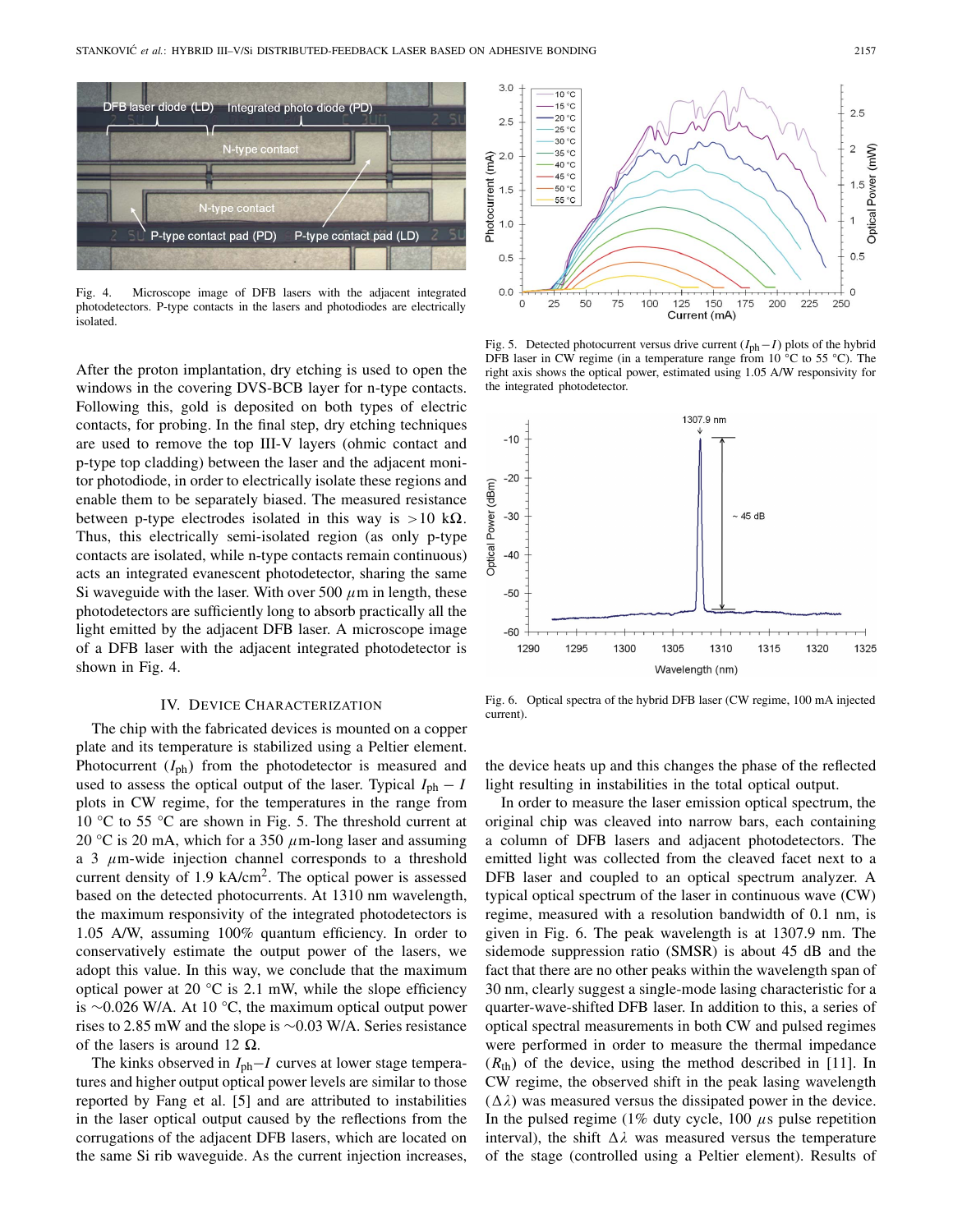Fig. 4. Microscope image of DFB lasers with the adjacent integrated photodetectors. P-type contacts in the lasers and photodiodes are electrically isolated.

After the proton implantation, dry etching is used to open the windows in the covering DVS-BCB layer for n-type contacts. Following this, gold is deposited on both types of electric contacts, for probing. In the final step, dry etching techniques are used to remove the top III-V layers (ohmic contact and p-type top cladding) between the laser and the adjacent monitor photodiode, in order to electrically isolate these regions and enable them to be separately biased. The measured resistance between p-type electrodes isolated in this way is >10 kΩ. Thus, this electrically semi-isolated region (as only p-type contacts are isolated, while n-type contacts remain continuous) acts an integrated evanescent photodetector, sharing the same Si waveguide with the laser. With over 500 $\mu$m in length, these photodetectors are sufficiently long to absorb practically all the light emitted by the adjacent DFB laser. A microscope image of a DFB laser with the adjacent integrated photodetector is shown in Fig. 4.

## IV. Device Characterization

The chip with the fabricated devices is mounted on a copper plate and its temperature is stabilized using a Peltier element. Photocurrent ($I_{ph}$) from the photodetector is measured and used to assess the optical output of the laser. Typical $I_{ph} - I$ plots in CW regime, for the temperatures in the range from 10 °C to 55 °C are shown in Fig. 5. The threshold current at 20 °C is 20 mA, which for a 350 $\mu$m-long laser and assuming a 3 $\mu$m-wide injection channel corresponds to a threshold current density of 1.9 kA/cm$^2$. The optical power is assessed based on the detected photocurrents. At 1310 nm wavelength, the maximum responsivity of the integrated photodetectors is 1.05 A/W, assuming 100% quantum efficiency. In order to conservatively estimate the output power of the lasers, we adopt this value. In this way, we conclude that the maximum optical power at 20 °C is 2.1 mW, while the slope efficiency is ∼0.026 W/A. At 10 °C, the maximum optical output power rises to 2.85 mW and the slope is ∼0.03 W/A. Series resistance of the lasers is around 12 Ω.

The kinks observed in $I_{ph}-I$ curves at lower stage temperatures and higher output optical power levels are similar to those reported by Fang et al. [5] and are attributed to instabilities in the laser optical output caused by the reflections from the corrugations of the adjacent DFB lasers, which are located on the same Si rib waveguide. As the current injection increases, the device heats up and this changes the phase of the reflected light resulting in instabilities in the total optical output.

Fig. 5. Detected photocurrent versus drive current ($I_{ph}-I$) plots of the hybrid DFB laser in CW regime (in a temperature range from 10 °C to 55 °C). The right axis shows the optical power, estimated using 1.05 A/W responsivity for the integrated photodetector.

Fig. 6. Optical spectra of the hybrid DFB laser (CW regime, 100 mA injected current).

In order to measure the laser emission optical spectrum, the original chip was cleaved into narrow bars, each containing a column of DFB lasers and adjacent photodetectors. The emitted light was collected from the cleaved facet next to a DFB laser and coupled to an optical spectrum analyzer. A typical optical spectrum of the laser in continuous wave (CW) regime, measured with a resolution bandwidth of 0.1 nm, is given in Fig. 6. The peak wavelength is at 1307.9 nm. The sidemode suppression ratio (SMSR) is about 45 dB and the fact that there are no other peaks within the wavelength span of 30 nm, clearly suggest a single-mode lasing characteristic for a quarter-wave-shifted DFB laser. In addition to this, a series of optical spectral measurements in both CW and pulsed regimes were performed in order to measure the thermal impedance ($R_{th}$) of the device, using the method described in [11]. In CW regime, the observed shift in the peak lasing wavelength ($\Delta\lambda$) was measured versus the dissipated power in the device. In the pulsed regime (1% duty cycle, 100 $\mu$s pulse repetition interval), the shift $\Delta\lambda$ was measured versus the temperature of the stage (controlled using a Peltier element). Results of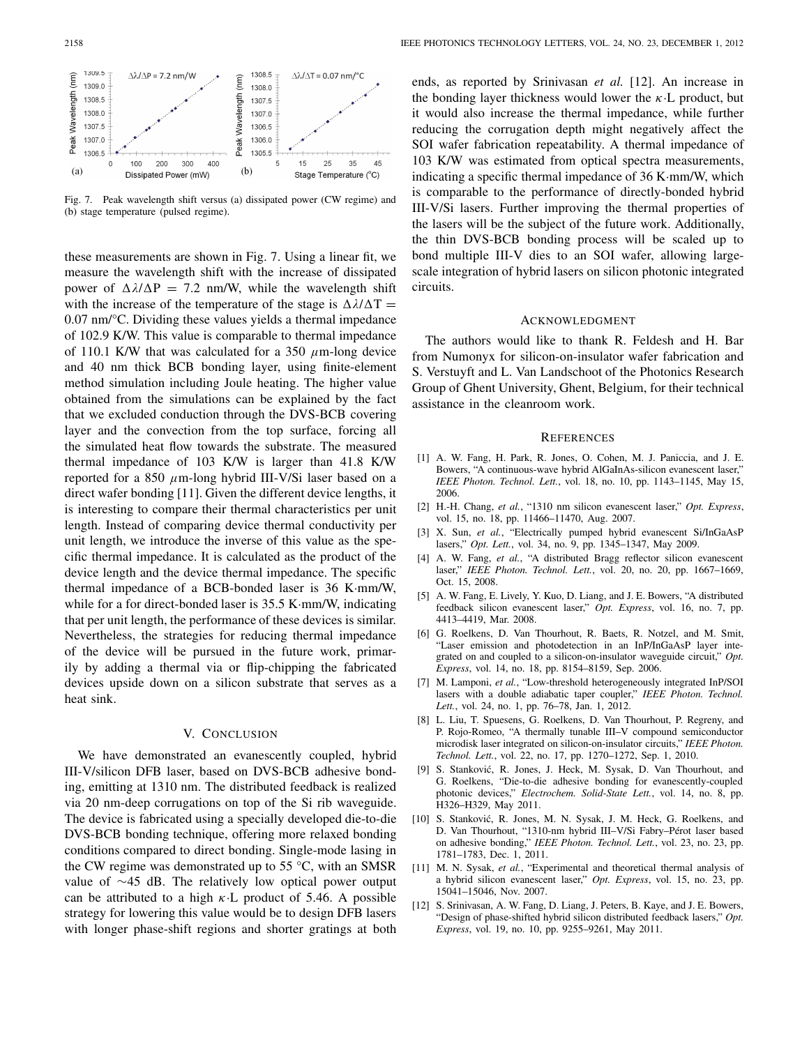(a)

$\Delta\lambda/\Delta P$ = 7.2 nm/W

Peak Wavelength (nm)

1309.5
1309.0
1308.5
1308.0
1307.5
1307.0
1306.5

0 100 200 300 400

Dissipated Power (mW)

(b)

$\Delta\lambda/\Delta T$ = 0.07 nm/°C

Peak Wavelength (nm)

1308.5
1308.0
1307.5
1307.0
1306.5
1306.0
1305.5

5 15 25 35 45

Stage Temperature (°C)

Fig. 7. Peak wavelength shift versus (a) dissipated power (CW regime) and (b) stage temperature (pulsed regime).

these measurements are shown in Fig. 7. Using a linear fit, we measure the wavelength shift with the increase of dissipated power of $\Delta\lambda/\Delta P = 7.2$ nm/W, while the wavelength shift with the increase of the temperature of the stage is $\Delta\lambda/\Delta T = 0.07$ nm/°C. Dividing these values yields a thermal impedance of 102.9 K/W. This value is comparable to thermal impedance of 110.1 K/W that was calculated for a 350 $\mu$m-long device and 40 nm thick BCB bonding layer, using finite-element method simulation including Joule heating. The higher value obtained from the simulations can be explained by the fact that we excluded conduction through the DVS-BCB covering layer and the convection from the top surface, forcing all the simulated heat flow towards the substrate. The measured thermal impedance of 103 K/W is larger than 41.8 K/W reported for a 850 $\mu$m-long hybrid III-V/Si laser based on a direct wafer bonding [11]. Given the different device lengths, it is interesting to compare their thermal characteristics per unit length. Instead of comparing device thermal conductivity per unit length, we introduce the inverse of this value as the specific thermal impedance. It is calculated as the product of the device length and the device thermal impedance. The specific thermal impedance of a BCB-bonded laser is 36 K·mm/W, while for a for direct-bonded laser is 35.5 K·mm/W, indicating that per unit length, the performance of these devices is similar. Nevertheless, the strategies for reducing thermal impedance of the device will be pursued in the future work, primarily by adding a thermal via or flip-chipping the fabricated devices upside down on a silicon substrate that serves as a heat sink.

## V. Conclusion

We have demonstrated an evanescently coupled, hybrid III-V/silicon DFB laser, based on DVS-BCB adhesive bonding, emitting at 1310 nm. The distributed feedback is realized via 20 nm-deep corrugations on top of the Si rib waveguide. The device is fabricated using a specially developed die-to-die DVS-BCB bonding technique, offering more relaxed bonding conditions compared to direct bonding. Single-mode lasing in the CW regime was demonstrated up to 55 °C, with an SMSR value of ~45 dB. The relatively low optical power output can be attributed to a high $\kappa\cdot L$ product of 5.46. A possible strategy for lowering this value would be to design DFB lasers with longer phase-shift regions and shorter gratings at both ends, as reported by Srinivasan *et al.* [12]. An increase in the bonding layer thickness would lower the $\kappa\cdot L$ product, but it would also increase the thermal impedance, while further reducing the corrugation depth might negatively affect the SOI wafer fabrication repeatability. A thermal impedance of 103 K/W was estimated from optical spectra measurements, indicating a specific thermal impedance of 36 K·mm/W, which is comparable to the performance of directly-bonded hybrid III-V/Si lasers. Further improving the thermal properties of the lasers will be the subject of the future work. Additionally, the thin DVS-BCB bonding process will be scaled up to bond multiple III-V dies to an SOI wafer, allowing large-scale integration of hybrid lasers on silicon photonic integrated circuits.

## Acknowledgment

The authors would like to thank R. Feldesh and H. Bar from Numonyx for silicon-on-insulator wafer fabrication and S. Verstuyft and L. Van Landschoot of the Photonics Research Group of Ghent University, Ghent, Belgium, for their technical assistance in the cleanroom work.

## References

[1] A. W. Fang, H. Park, R. Jones, O. Cohen, M. J. Paniccia, and J. E. Bowers, "A continuous-wave hybrid AlGaInAs-silicon evanescent laser," *IEEE Photon. Technol. Lett.*, vol. 18, no. 10, pp. 1143–1145, May 15, 2006.

[2] H.-H. Chang, *et al.*, "1310 nm silicon evanescent laser," *Opt. Express*, vol. 15, no. 18, pp. 11466–11470, Aug. 2007.

[3] X. Sun, *et al.*, "Electrically pumped hybrid evanescent Si/InGaAsP lasers," *Opt. Lett.*, vol. 34, no. 9, pp. 1345–1347, May 2009.

[4] A. W. Fang, *et al.*, "A distributed Bragg reflector silicon evanescent laser," *IEEE Photon. Technol. Lett.*, vol. 20, no. 20, pp. 1667–1669, Oct. 15, 2008.

[5] A. W. Fang, E. Lively, Y. Kuo, D. Liang, and J. E. Bowers, "A distributed feedback silicon evanescent laser," *Opt. Express*, vol. 16, no. 7, pp. 4413–4419, Mar. 2008.

[6] G. Roelkens, D. Van Thourhout, R. Baets, R. Notzel, and M. Smit, "Laser emission and photodetection in an InP/InGaAsP layer integrated on and coupled to a silicon-on-insulator waveguide circuit," *Opt. Express*, vol. 14, no. 18, pp. 8154–8159, Sep. 2006.

[7] M. Lamponi, *et al.*, "Low-threshold heterogeneously integrated InP/SOI lasers with a double adiabatic taper coupler," *IEEE Photon. Technol. Lett.*, vol. 24, no. 1, pp. 76–78, Jan. 1, 2012.

[8] L. Liu, T. Spuesens, G. Roelkens, D. Van Thourhout, P. Regreny, and P. Rojo-Romeo, "A thermally tunable III–V compound semiconductor microdisk laser integrated on silicon-on-insulator circuits," *IEEE Photon. Technol. Lett.*, vol. 22, no. 17, pp. 1270–1272, Sep. 1, 2010.

[9] S. Stanković, R. Jones, J. Heck, M. Sysak, D. Van Thourhout, and G. Roelkens, "Die-to-die adhesive bonding for evanescently-coupled photonic devices," *Electrochem. Solid-State Lett.*, vol. 14, no. 8, pp. H326–H329, May 2011.

[10] S. Stanković, R. Jones, M. N. Sysak, J. M. Heck, G. Roelkens, and D. Van Thourhout, "1310-nm hybrid III–V/Si Fabry–Pérot laser based on adhesive bonding," *IEEE Photon. Technol. Lett.*, vol. 23, no. 23, pp. 1781–1783, Dec. 1, 2011.

[11] M. N. Sysak, *et al.*, "Experimental and theoretical thermal analysis of a hybrid silicon evanescent laser," *Opt. Express*, vol. 15, no. 23, pp. 15041–15046, Nov. 2007.

[12] S. Srinivasan, A. W. Fang, D. Liang, J. Peters, B. Kaye, and J. E. Bowers, "Design of phase-shifted hybrid silicon distributed feedback lasers," *Opt. Express*, vol. 19, no. 10, pp. 9255–9261, May 2011.